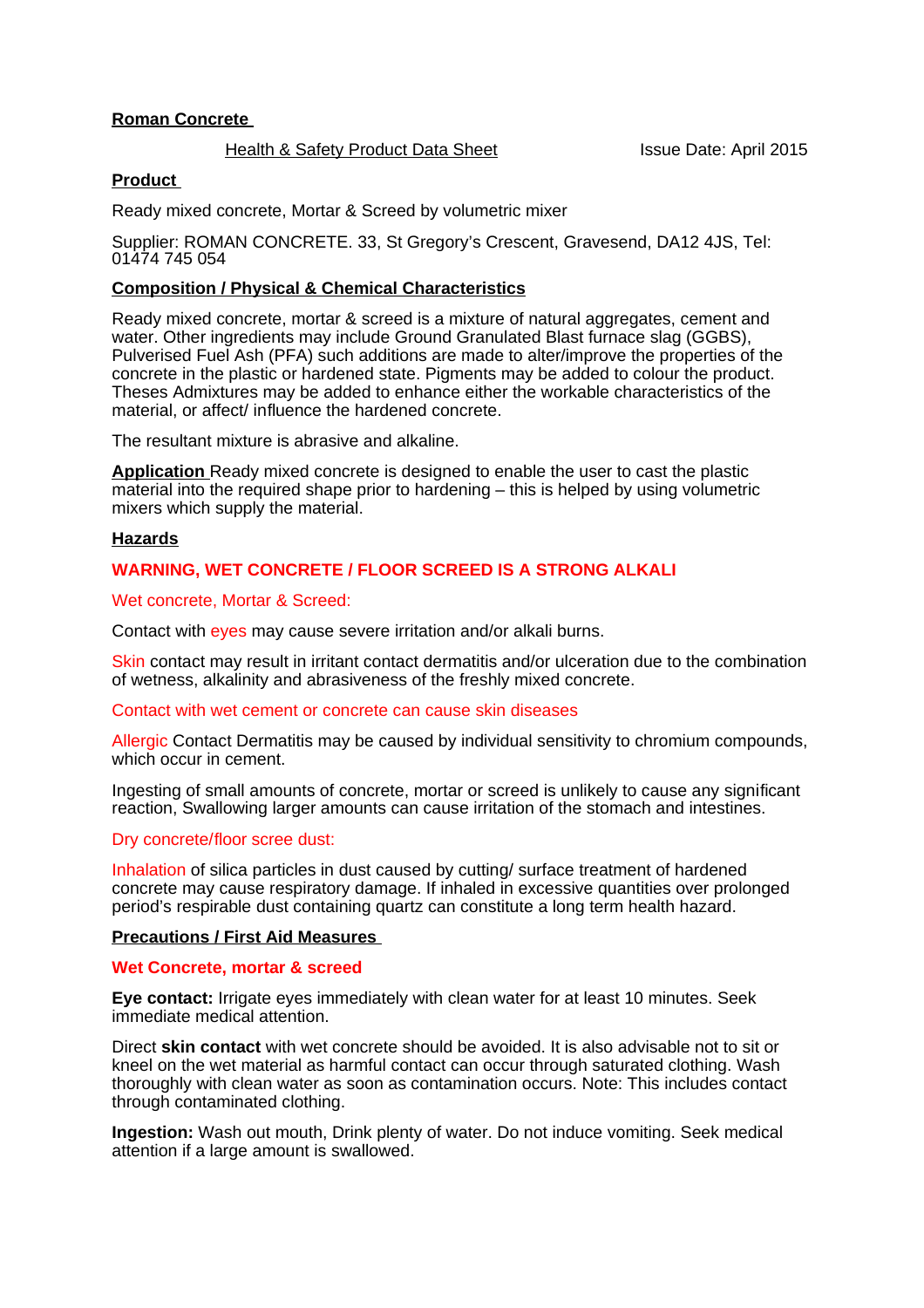## Roman Concrete

Health & Safety Product Data Sheet — Issue Date: April 2015

### Product

Ready mixed concrete, Mortar & Screed by volumetric mixer

Supplier: ROMAN CONCRETE. 33, St Gregory's Crescent, Gravesend, DA12 4JS, Tel: 01474 745 054

### Composition / Physical & Chemical Characteristics

Ready mixed concrete, mortar & screed is a mixture of natural aggregates, cement and water. Other ingredients may include Ground Granulated Blast furnace slag (GGBS), Pulverised Fuel Ash (PFA) such additions are made to alter/improve the properties of the concrete in the plastic or hardened state. Pigments may be added to colour the product. Theses Admixtures may be added to enhance either the workable characteristics of the material, or affect/ influence the hardened concrete.

The resultant mixture is abrasive and alkaline.

**Application** Ready mixed concrete is designed to enable the user to cast the plastic material into the required shape prior to hardening – this is helped by using volumetric mixers which supply the material.

### Hazards

**WARNING, WET CONCRETE / FLOOR SCREED IS A STRONG ALKALI**

Wet concrete, Mortar & Screed:

Contact with eyes may cause severe irritation and/or alkali burns.

Skin contact may result in irritant contact dermatitis and/or ulceration due to the combination of wetness, alkalinity and abrasiveness of the freshly mixed concrete.

Contact with wet cement or concrete can cause skin diseases

Allergic Contact Dermatitis may be caused by individual sensitivity to chromium compounds, which occur in cement.

Ingesting of small amounts of concrete, mortar or screed is unlikely to cause any significant reaction, Swallowing larger amounts can cause irritation of the stomach and intestines.

Dry concrete/floor scree dust:

Inhalation of silica particles in dust caused by cutting/ surface treatment of hardened concrete may cause respiratory damage. If inhaled in excessive quantities over prolonged period's respirable dust containing quartz can constitute a long term health hazard.

### Precautions / First Aid Measures

**Wet Concrete, mortar & screed**

**Eye contact:** Irrigate eyes immediately with clean water for at least 10 minutes. Seek immediate medical attention.

Direct **skin contact** with wet concrete should be avoided. It is also advisable not to sit or kneel on the wet material as harmful contact can occur through saturated clothing. Wash thoroughly with clean water as soon as contamination occurs. Note: This includes contact through contaminated clothing.

**Ingestion:** Wash out mouth, Drink plenty of water. Do not induce vomiting. Seek medical attention if a large amount is swallowed.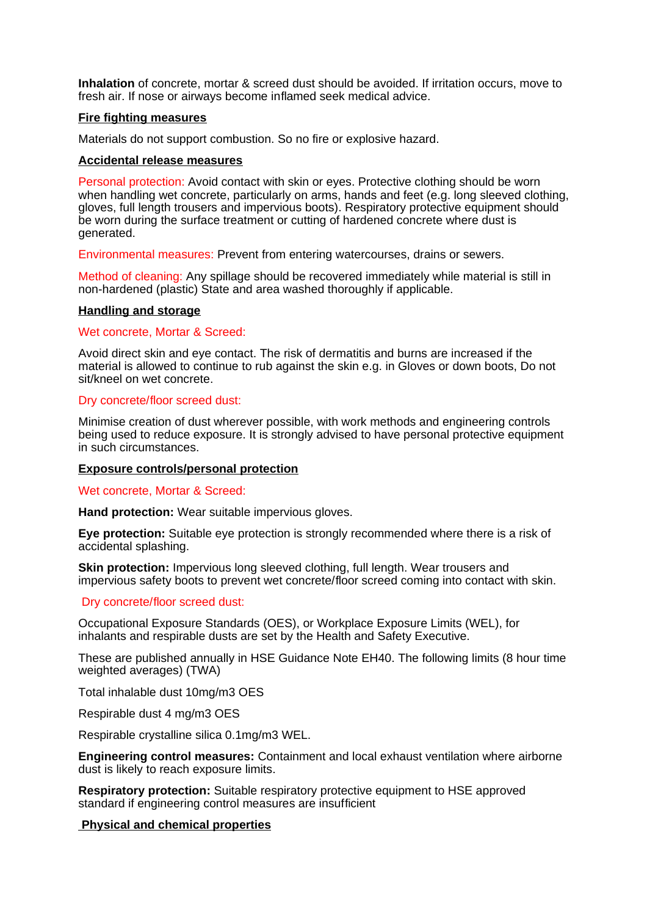**Inhalation** of concrete, mortar & screed dust should be avoided. If irritation occurs, move to fresh air. If nose or airways become inflamed seek medical advice.

## Fire fighting measures

Materials do not support combustion. So no fire or explosive hazard.

## Accidental release measures

Personal protection: Avoid contact with skin or eyes. Protective clothing should be worn when handling wet concrete, particularly on arms, hands and feet (e.g. long sleeved clothing, gloves, full length trousers and impervious boots). Respiratory protective equipment should be worn during the surface treatment or cutting of hardened concrete where dust is generated.

Environmental measures: Prevent from entering watercourses, drains or sewers.

Method of cleaning: Any spillage should be recovered immediately while material is still in non-hardened (plastic) State and area washed thoroughly if applicable.

## Handling and storage

Wet concrete, Mortar & Screed:

Avoid direct skin and eye contact. The risk of dermatitis and burns are increased if the material is allowed to continue to rub against the skin e.g. in Gloves or down boots, Do not sit/kneel on wet concrete.

Dry concrete/floor screed dust:

Minimise creation of dust wherever possible, with work methods and engineering controls being used to reduce exposure. It is strongly advised to have personal protective equipment in such circumstances.

## Exposure controls/personal protection

Wet concrete, Mortar & Screed:

**Hand protection:** Wear suitable impervious gloves.

**Eye protection:** Suitable eye protection is strongly recommended where there is a risk of accidental splashing.

**Skin protection:** Impervious long sleeved clothing, full length. Wear trousers and impervious safety boots to prevent wet concrete/floor screed coming into contact with skin.

Dry concrete/floor screed dust:

Occupational Exposure Standards (OES), or Workplace Exposure Limits (WEL), for inhalants and respirable dusts are set by the Health and Safety Executive.

These are published annually in HSE Guidance Note EH40. The following limits (8 hour time weighted averages) (TWA)

Total inhalable dust 10mg/m3 OES

Respirable dust 4 mg/m3 OES

Respirable crystalline silica 0.1mg/m3 WEL.

**Engineering control measures:** Containment and local exhaust ventilation where airborne dust is likely to reach exposure limits.

**Respiratory protection:** Suitable respiratory protective equipment to HSE approved standard if engineering control measures are insufficient

## Physical and chemical properties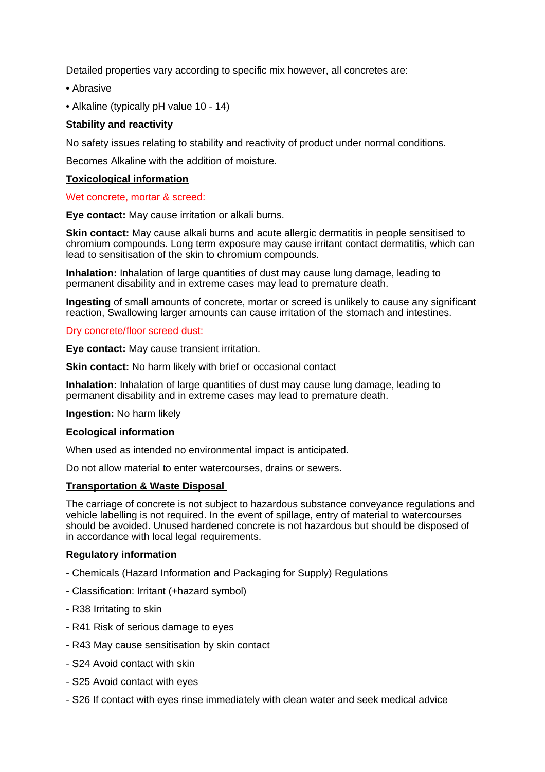Detailed properties vary according to specific mix however, all concretes are:

• Abrasive

• Alkaline (typically pH value 10 - 14)

## Stability and reactivity

No safety issues relating to stability and reactivity of product under normal conditions.

Becomes Alkaline with the addition of moisture.

## Toxicological information

Wet concrete, mortar & screed:

**Eye contact:** May cause irritation or alkali burns.

**Skin contact:** May cause alkali burns and acute allergic dermatitis in people sensitised to chromium compounds. Long term exposure may cause irritant contact dermatitis, which can lead to sensitisation of the skin to chromium compounds.

**Inhalation:** Inhalation of large quantities of dust may cause lung damage, leading to permanent disability and in extreme cases may lead to premature death.

**Ingesting** of small amounts of concrete, mortar or screed is unlikely to cause any significant reaction, Swallowing larger amounts can cause irritation of the stomach and intestines.

Dry concrete/floor screed dust:

**Eye contact:** May cause transient irritation.

**Skin contact:** No harm likely with brief or occasional contact

**Inhalation:** Inhalation of large quantities of dust may cause lung damage, leading to permanent disability and in extreme cases may lead to premature death.

**Ingestion:** No harm likely

## Ecological information

When used as intended no environmental impact is anticipated.

Do not allow material to enter watercourses, drains or sewers.

## Transportation & Waste Disposal

The carriage of concrete is not subject to hazardous substance conveyance regulations and vehicle labelling is not required. In the event of spillage, entry of material to watercourses should be avoided. Unused hardened concrete is not hazardous but should be disposed of in accordance with local legal requirements.

## Regulatory information

- Chemicals (Hazard Information and Packaging for Supply) Regulations
- Classification: Irritant (+hazard symbol)
- R38 Irritating to skin
- R41 Risk of serious damage to eyes
- R43 May cause sensitisation by skin contact
- S24 Avoid contact with skin
- S25 Avoid contact with eyes
- S26 If contact with eyes rinse immediately with clean water and seek medical advice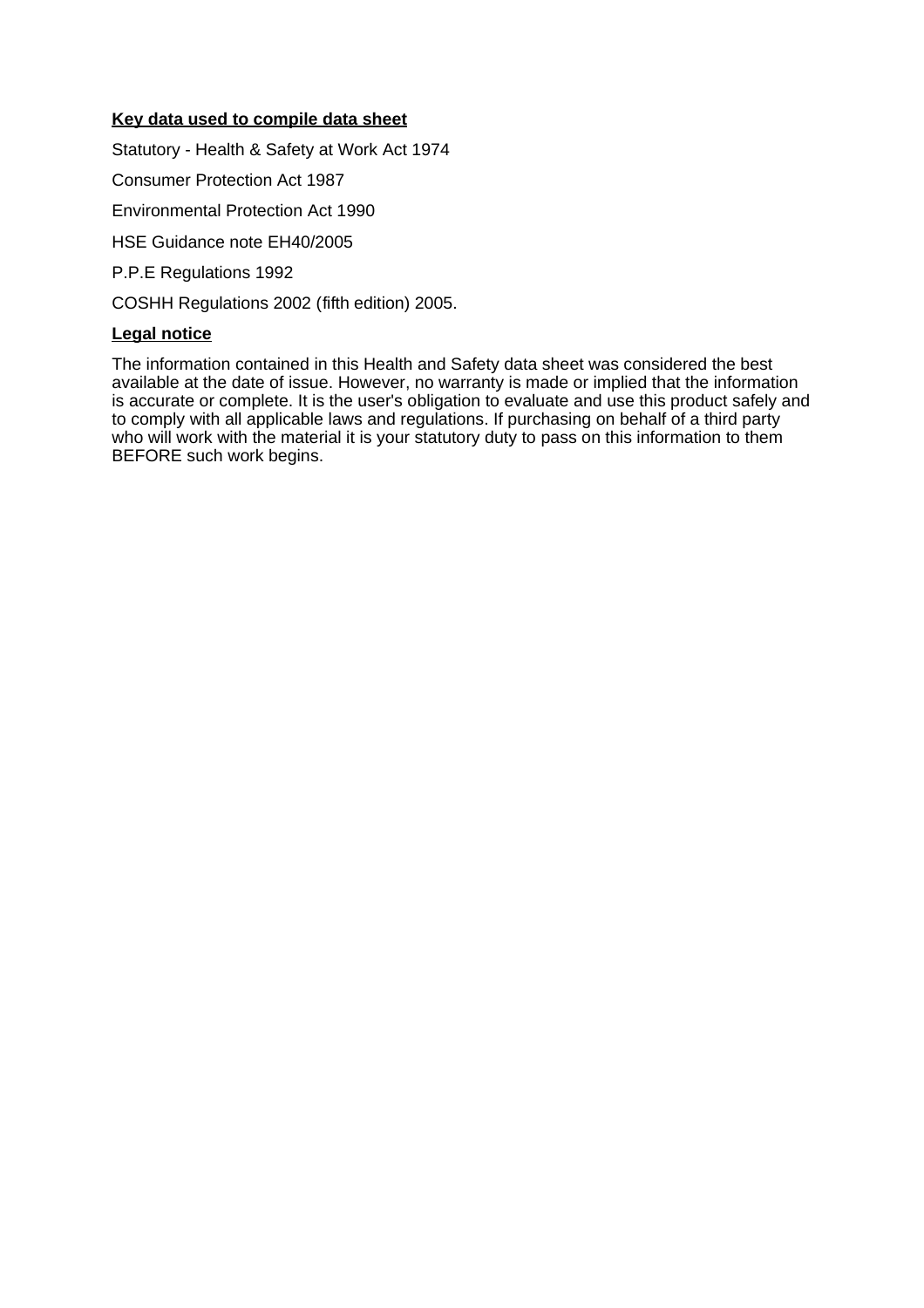**Key data used to compile data sheet**

Statutory - Health & Safety at Work Act 1974

Consumer Protection Act 1987

Environmental Protection Act 1990

HSE Guidance note EH40/2005

P.P.E Regulations 1992

COSHH Regulations 2002 (fifth edition) 2005.

**Legal notice**

The information contained in this Health and Safety data sheet was considered the best available at the date of issue. However, no warranty is made or implied that the information is accurate or complete. It is the user's obligation to evaluate and use this product safely and to comply with all applicable laws and regulations. If purchasing on behalf of a third party who will work with the material it is your statutory duty to pass on this information to them BEFORE such work begins.